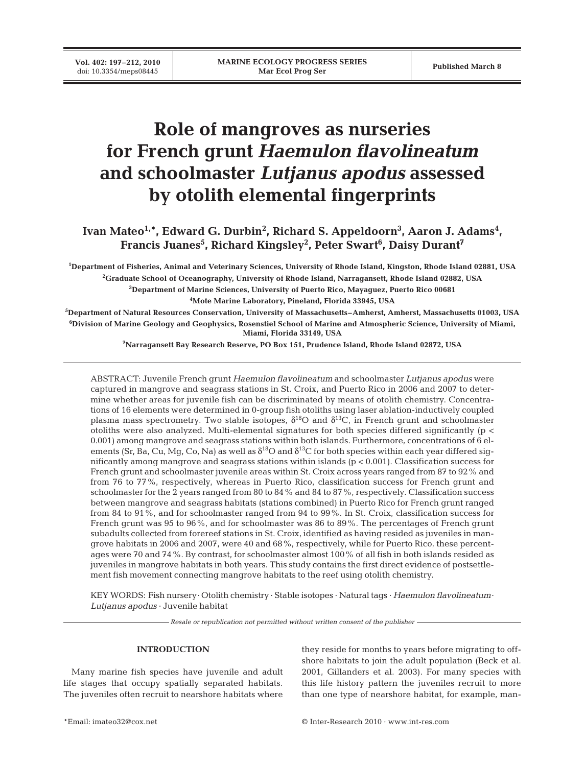# Role of mangroves as nurseries for French grunt *Haemulon flavolineatum* and schoolmaster *Lutjanus apodus* assessed by otolith elemental fingerprints

**Ivan Mateo[1,*], Edward G. Durbin[2], Richard S. Appeldoorn[3], Aaron J. Adams[4], Francis Juanes[5], Richard Kingsley[2], Peter Swart[6], Daisy Durant[7]**

[1]Department of Fisheries, Animal and Veterinary Sciences, University of Rhode Island, Kingston, Rhode Island 02881, USA

[2]Graduate School of Oceanography, University of Rhode Island, Narragansett, Rhode Island 02882, USA

[3]Department of Marine Sciences, University of Puerto Rico, Mayaguez, Puerto Rico 00681

[4]Mote Marine Laboratory, Pineland, Florida 33945, USA

[5]Department of Natural Resources Conservation, University of Massachusetts–Amherst, Amherst, Massachusetts 01003, USA

[6]Division of Marine Geology and Geophysics, Rosenstiel School of Marine and Atmospheric Science, University of Miami, Miami, Florida 33149, USA

[7]Narragansett Bay Research Reserve, PO Box 151, Prudence Island, Rhode Island 02872, USA

ABSTRACT: Juvenile French grunt *Haemulon flavolineatum* and schoolmaster *Lutjanus apodus* were captured in mangrove and seagrass stations in St. Croix, and Puerto Rico in 2006 and 2007 to determine whether areas for juvenile fish can be discriminated by means of otolith chemistry. Concentrations of 16 elements were determined in 0-group fish otoliths using laser ablation-inductively coupled plasma mass spectrometry. Two stable isotopes, $\delta^{18}O$ and $\delta^{13}C$, in French grunt and schoolmaster otoliths were also analyzed. Multi-elemental signatures for both species differed significantly ($p < 0.001$) among mangrove and seagrass stations within both islands. Furthermore, concentrations of 6 elements (Sr, Ba, Cu, Mg, Co, Na) as well as $\delta^{18}O$ and $\delta^{13}C$ for both species within each year differed significantly among mangrove and seagrass stations within islands ($p < 0.001$). Classification success for French grunt and schoolmaster juvenile areas within St. Croix across years ranged from 87 to 92% and from 76 to 77%, respectively, whereas in Puerto Rico, classification success for French grunt and schoolmaster for the 2 years ranged from 80 to 84% and 84 to 87%, respectively. Classification success between mangrove and seagrass habitats (stations combined) in Puerto Rico for French grunt ranged from 84 to 91%, and for schoolmaster ranged from 94 to 99%. In St. Croix, classification success for French grunt was 95 to 96%, and for schoolmaster was 86 to 89%. The percentages of French grunt subadults collected from forereef stations in St. Croix, identified as having resided as juveniles in mangrove habitats in 2006 and 2007, were 40 and 68%, respectively, while for Puerto Rico, these percentages were 70 and 74%. By contrast, for schoolmaster almost 100% of all fish in both islands resided as juveniles in mangrove habitats in both years. This study contains the first direct evidence of postsettlement fish movement connecting mangrove habitats to the reef using otolith chemistry.

KEY WORDS: Fish nursery · Otolith chemistry · Stable isotopes · Natural tags · *Haemulon flavolineatum* · *Lutjanus apodus* · Juvenile habitat

*Resale or republication not permitted without written consent of the publisher*

## INTRODUCTION

Many marine fish species have juvenile and adult life stages that occupy spatially separated habitats. The juveniles often recruit to nearshore habitats where they reside for months to years before migrating to offshore habitats to join the adult population (Beck et al. 2001, Gillanders et al. 2003). For many species with this life history pattern the juveniles recruit to more than one type of nearshore habitat, for example, man-

*Email: imateo32@cox.net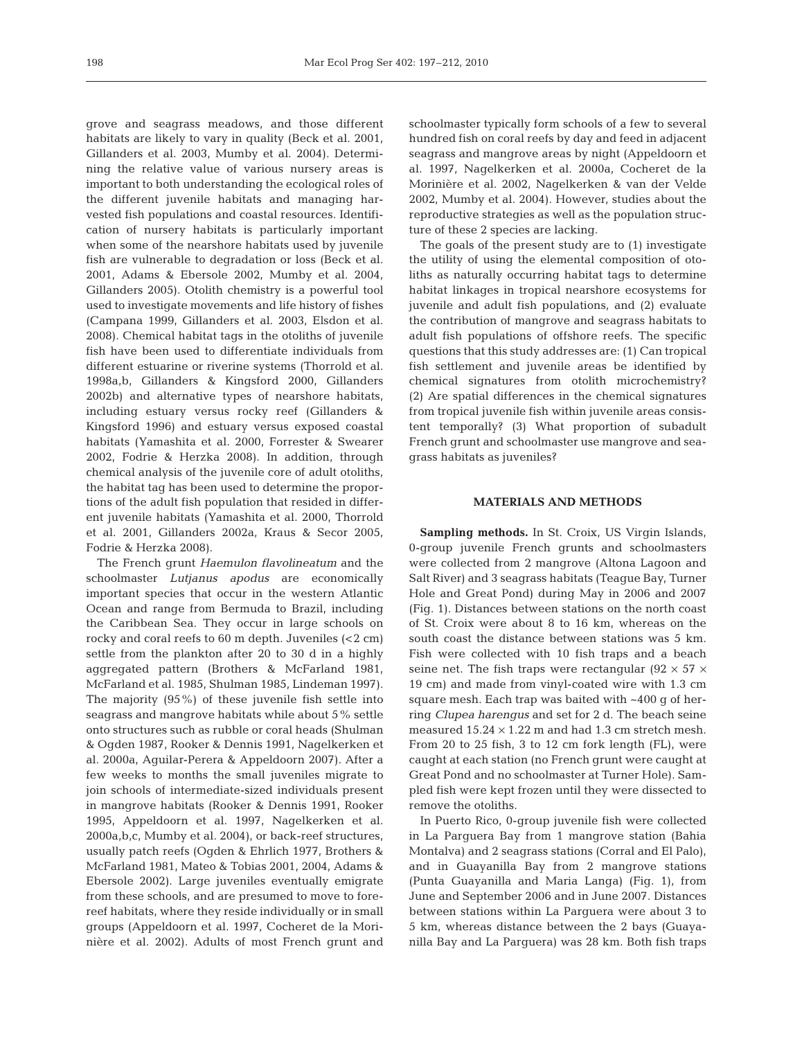grove and seagrass meadows, and those different habitats are likely to vary in quality (Beck et al. 2001, Gillanders et al. 2003, Mumby et al. 2004). Determining the relative value of various nursery areas is important to both understanding the ecological roles of the different juvenile habitats and managing harvested fish populations and coastal resources. Identification of nursery habitats is particularly important when some of the nearshore habitats used by juvenile fish are vulnerable to degradation or loss (Beck et al. 2001, Adams & Ebersole 2002, Mumby et al. 2004, Gillanders 2005). Otolith chemistry is a powerful tool used to investigate movements and life history of fishes (Campana 1999, Gillanders et al. 2003, Elsdon et al. 2008). Chemical habitat tags in the otoliths of juvenile fish have been used to differentiate individuals from different estuarine or riverine systems (Thorrold et al. 1998a,b, Gillanders & Kingsford 2000, Gillanders 2002b) and alternative types of nearshore habitats, including estuary versus rocky reef (Gillanders & Kingsford 1996) and estuary versus exposed coastal habitats (Yamashita et al. 2000, Forrester & Swearer 2002, Fodrie & Herzka 2008). In addition, through chemical analysis of the juvenile core of adult otoliths, the habitat tag has been used to determine the proportions of the adult fish population that resided in different juvenile habitats (Yamashita et al. 2000, Thorrold et al. 2001, Gillanders 2002a, Kraus & Secor 2005, Fodrie & Herzka 2008).

The French grunt *Haemulon flavolineatum* and the schoolmaster *Lutjanus apodus* are economically important species that occur in the western Atlantic Ocean and range from Bermuda to Brazil, including the Caribbean Sea. They occur in large schools on rocky and coral reefs to 60 m depth. Juveniles (<2 cm) settle from the plankton after 20 to 30 d in a highly aggregated pattern (Brothers & McFarland 1981, McFarland et al. 1985, Shulman 1985, Lindeman 1997). The majority (95%) of these juvenile fish settle into seagrass and mangrove habitats while about 5% settle onto structures such as rubble or coral heads (Shulman & Ogden 1987, Rooker & Dennis 1991, Nagelkerken et al. 2000a, Aguilar-Perera & Appeldoorn 2007). After a few weeks to months the small juveniles migrate to join schools of intermediate-sized individuals present in mangrove habitats (Rooker & Dennis 1991, Rooker 1995, Appeldoorn et al. 1997, Nagelkerken et al. 2000a,b,c, Mumby et al. 2004), or back-reef structures, usually patch reefs (Ogden & Ehrlich 1977, Brothers & McFarland 1981, Mateo & Tobias 2001, 2004, Adams & Ebersole 2002). Large juveniles eventually emigrate from these schools, and are presumed to move to fore-reef habitats, where they reside individually or in small groups (Appeldoorn et al. 1997, Cocheret de la Morinière et al. 2002). Adults of most French grunt and schoolmaster typically form schools of a few to several hundred fish on coral reefs by day and feed in adjacent seagrass and mangrove areas by night (Appeldoorn et al. 1997, Nagelkerken et al. 2000a, Cocheret de la Morinière et al. 2002, Nagelkerken & van der Velde 2002, Mumby et al. 2004). However, studies about the reproductive strategies as well as the population structure of these 2 species are lacking.

The goals of the present study are to (1) investigate the utility of using the elemental composition of otoliths as naturally occurring habitat tags to determine habitat linkages in tropical nearshore ecosystems for juvenile and adult fish populations, and (2) evaluate the contribution of mangrove and seagrass habitats to adult fish populations of offshore reefs. The specific questions that this study addresses are: (1) Can tropical fish settlement and juvenile areas be identified by chemical signatures from otolith microchemistry? (2) Are spatial differences in the chemical signatures from tropical juvenile fish within juvenile areas consistent temporally? (3) What proportion of subadult French grunt and schoolmaster use mangrove and seagrass habitats as juveniles?

## MATERIALS AND METHODS

**Sampling methods.** In St. Croix, US Virgin Islands, 0-group juvenile French grunts and schoolmasters were collected from 2 mangrove (Altona Lagoon and Salt River) and 3 seagrass habitats (Teague Bay, Turner Hole and Great Pond) during May in 2006 and 2007 (Fig. 1). Distances between stations on the north coast of St. Croix were about 8 to 16 km, whereas on the south coast the distance between stations was 5 km. Fish were collected with 10 fish traps and a beach seine net. The fish traps were rectangular (92 × 57 × 19 cm) and made from vinyl-coated wire with 1.3 cm square mesh. Each trap was baited with ~400 g of herring *Clupea harengus* and set for 2 d. The beach seine measured 15.24 × 1.22 m and had 1.3 cm stretch mesh. From 20 to 25 fish, 3 to 12 cm fork length (FL), were caught at each station (no French grunt were caught at Great Pond and no schoolmaster at Turner Hole). Sampled fish were kept frozen until they were dissected to remove the otoliths.

In Puerto Rico, 0-group juvenile fish were collected in La Parguera Bay from 1 mangrove station (Bahia Montalva) and 2 seagrass stations (Corral and El Palo), and in Guayanilla Bay from 2 mangrove stations (Punta Guayanilla and Maria Langa) (Fig. 1), from June and September 2006 and in June 2007. Distances between stations within La Parguera were about 3 to 5 km, whereas distance between the 2 bays (Guayanilla Bay and La Parguera) was 28 km. Both fish traps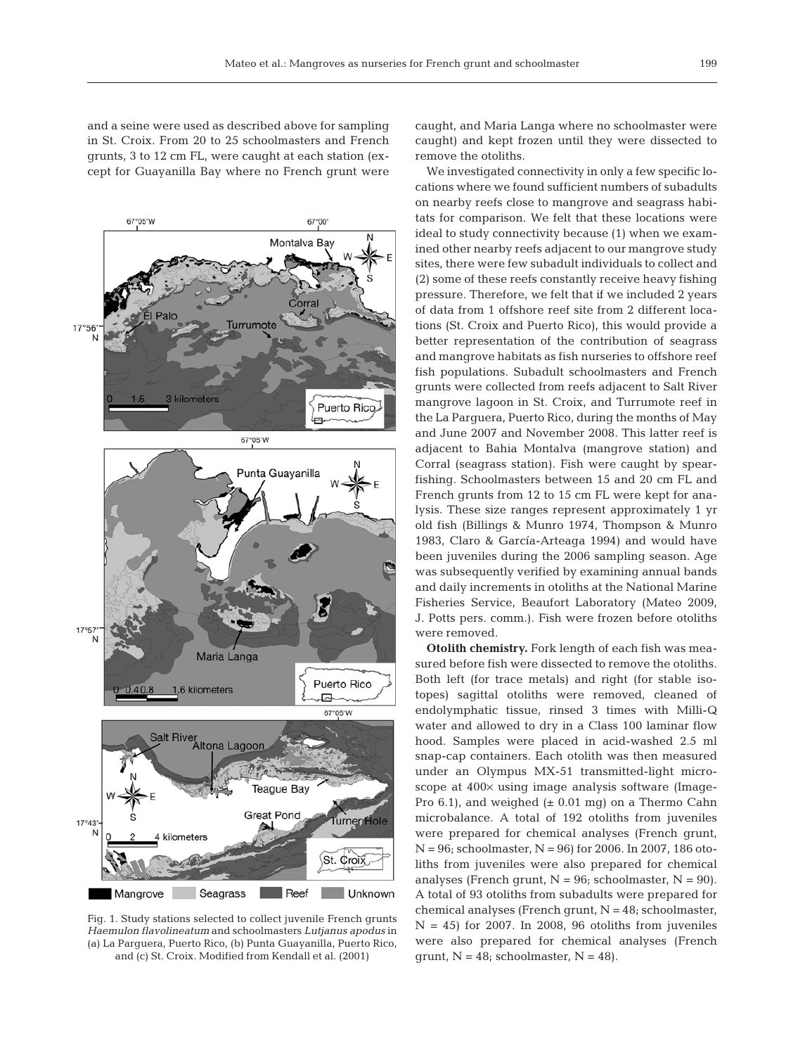and a seine were used as described above for sampling in St. Croix. From 20 to 25 schoolmasters and French grunts, 3 to 12 cm FL, were caught at each station (except for Guayanilla Bay where no French grunt were caught, and Maria Langa where no schoolmaster were caught) and kept frozen until they were dissected to remove the otoliths.

Fig. 1. Study stations selected to collect juvenile French grunts *Haemulon flavolineatum* and schoolmasters *Lutjanus apodus* in (a) La Parguera, Puerto Rico, (b) Punta Guayanilla, Puerto Rico, and (c) St. Croix. Modified from Kendall et al. (2001)

We investigated connectivity in only a few specific locations where we found sufficient numbers of subadults on nearby reefs close to mangrove and seagrass habitats for comparison. We felt that these locations were ideal to study connectivity because (1) when we examined other nearby reefs adjacent to our mangrove study sites, there were few subadult individuals to collect and (2) some of these reefs constantly receive heavy fishing pressure. Therefore, we felt that if we included 2 years of data from 1 offshore reef site from 2 different locations (St. Croix and Puerto Rico), this would provide a better representation of the contribution of seagrass and mangrove habitats as fish nurseries to offshore reef fish populations. Subadult schoolmasters and French grunts were collected from reefs adjacent to Salt River mangrove lagoon in St. Croix, and Turrumote reef in the La Parguera, Puerto Rico, during the months of May and June 2007 and November 2008. This latter reef is adjacent to Bahia Montalva (mangrove station) and Corral (seagrass station). Fish were caught by spearfishing. Schoolmasters between 15 and 20 cm FL and French grunts from 12 to 15 cm FL were kept for analysis. These size ranges represent approximately 1 yr old fish (Billings & Munro 1974, Thompson & Munro 1983, Claro & García-Arteaga 1994) and would have been juveniles during the 2006 sampling season. Age was subsequently verified by examining annual bands and daily increments in otoliths at the National Marine Fisheries Service, Beaufort Laboratory (Mateo 2009, J. Potts pers. comm.). Fish were frozen before otoliths were removed.

**Otolith chemistry.** Fork length of each fish was measured before fish were dissected to remove the otoliths. Both left (for trace metals) and right (for stable isotopes) sagittal otoliths were removed, cleaned of endolymphatic tissue, rinsed 3 times with Milli-Q water and allowed to dry in a Class 100 laminar flow hood. Samples were placed in acid-washed 2.5 ml snap-cap containers. Each otolith was then measured under an Olympus MX-51 transmitted-light microscope at 400× using image analysis software (Image-Pro 6.1), and weighed (± 0.01 mg) on a Thermo Cahn microbalance. A total of 192 otoliths from juveniles were prepared for chemical analyses (French grunt, N = 96; schoolmaster, N = 96) for 2006. In 2007, 186 otoliths from juveniles were also prepared for chemical analyses (French grunt, N = 96; schoolmaster, N = 90). A total of 93 otoliths from subadults were prepared for chemical analyses (French grunt, N = 48; schoolmaster, N = 45) for 2007. In 2008, 96 otoliths from juveniles were also prepared for chemical analyses (French grunt, N = 48; schoolmaster, N = 48).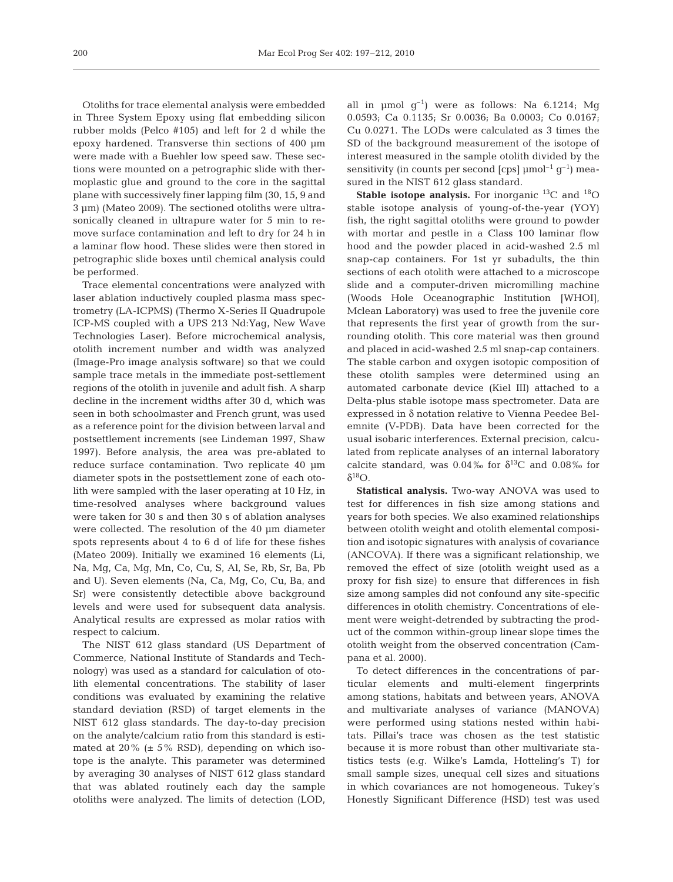Otoliths for trace elemental analysis were embedded in Three System Epoxy using flat embedding silicon rubber molds (Pelco #105) and left for 2 d while the epoxy hardened. Transverse thin sections of 400 µm were made with a Buehler low speed saw. These sections were mounted on a petrographic slide with thermoplastic glue and ground to the core in the sagittal plane with successively finer lapping film (30, 15, 9 and 3 µm) (Mateo 2009). The sectioned otoliths were ultrasonically cleaned in ultrapure water for 5 min to remove surface contamination and left to dry for 24 h in a laminar flow hood. These slides were then stored in petrographic slide boxes until chemical analysis could be performed.

Trace elemental concentrations were analyzed with laser ablation inductively coupled plasma mass spectrometry (LA-ICPMS) (Thermo X-Series II Quadrupole ICP-MS coupled with a UPS 213 Nd:Yag, New Wave Technologies Laser). Before microchemical analysis, otolith increment number and width was analyzed (Image-Pro image analysis software) so that we could sample trace metals in the immediate post-settlement regions of the otolith in juvenile and adult fish. A sharp decline in the increment widths after 30 d, which was seen in both schoolmaster and French grunt, was used as a reference point for the division between larval and postsettlement increments (see Lindeman 1997, Shaw 1997). Before analysis, the area was pre-ablated to reduce surface contamination. Two replicate 40 µm diameter spots in the postsettlement zone of each otolith were sampled with the laser operating at 10 Hz, in time-resolved analyses where background values were taken for 30 s and then 30 s of ablation analyses were collected. The resolution of the 40 µm diameter spots represents about 4 to 6 d of life for these fishes (Mateo 2009). Initially we examined 16 elements (Li, Na, Mg, Ca, Mg, Mn, Co, Cu, S, Al, Se, Rb, Sr, Ba, Pb and U). Seven elements (Na, Ca, Mg, Co, Cu, Ba, and Sr) were consistently detectible above background levels and were used for subsequent data analysis. Analytical results are expressed as molar ratios with respect to calcium.

The NIST 612 glass standard (US Department of Commerce, National Institute of Standards and Technology) was used as a standard for calculation of otolith elemental concentrations. The stability of laser conditions was evaluated by examining the relative standard deviation (RSD) of target elements in the NIST 612 glass standards. The day-to-day precision on the analyte/calcium ratio from this standard is estimated at 20% (± 5% RSD), depending on which isotope is the analyte. This parameter was determined by averaging 30 analyses of NIST 612 glass standard that was ablated routinely each day the sample otoliths were analyzed. The limits of detection (LOD, all in µmol $g^{-1}$) were as follows: Na 6.1214; Mg 0.0593; Ca 0.1135; Sr 0.0036; Ba 0.0003; Co 0.0167; Cu 0.0271. The LODs were calculated as 3 times the SD of the background measurement of the isotope of interest measured in the sample otolith divided by the sensitivity (in counts per second [cps] µmol$^{-1}$ $g^{-1}$) measured in the NIST 612 glass standard.

**Stable isotope analysis.** For inorganic $^{13}C$ and $^{18}O$ stable isotope analysis of young-of-the-year (YOY) fish, the right sagittal otoliths were ground to powder with mortar and pestle in a Class 100 laminar flow hood and the powder placed in acid-washed 2.5 ml snap-cap containers. For 1st yr subadults, the thin sections of each otolith were attached to a microscope slide and a computer-driven micromilling machine (Woods Hole Oceanographic Institution [WHOI], Mclean Laboratory) was used to free the juvenile core that represents the first year of growth from the surrounding otolith. This core material was then ground and placed in acid-washed 2.5 ml snap-cap containers. The stable carbon and oxygen isotopic composition of these otolith samples were determined using an automated carbonate device (Kiel III) attached to a Delta-plus stable isotope mass spectrometer. Data are expressed in δ notation relative to Vienna Peedee Belemnite (V-PDB). Data have been corrected for the usual isobaric interferences. External precision, calculated from replicate analyses of an internal laboratory calcite standard, was 0.04‰ for $\delta^{13}C$ and 0.08‰ for $\delta^{18}O$.

**Statistical analysis.** Two-way ANOVA was used to test for differences in fish size among stations and years for both species. We also examined relationships between otolith weight and otolith elemental composition and isotopic signatures with analysis of covariance (ANCOVA). If there was a significant relationship, we removed the effect of size (otolith weight used as a proxy for fish size) to ensure that differences in fish size among samples did not confound any site-specific differences in otolith chemistry. Concentrations of element were weight-detrended by subtracting the product of the common within-group linear slope times the otolith weight from the observed concentration (Campana et al. 2000).

To detect differences in the concentrations of particular elements and multi-element fingerprints among stations, habitats and between years, ANOVA and multivariate analyses of variance (MANOVA) were performed using stations nested within habitats. Pillai's trace was chosen as the test statistic because it is more robust than other multivariate statistics tests (e.g. Wilke's Lamda, Hotteling's T) for small sample sizes, unequal cell sizes and situations in which covariances are not homogeneous. Tukey's Honestly Significant Difference (HSD) test was used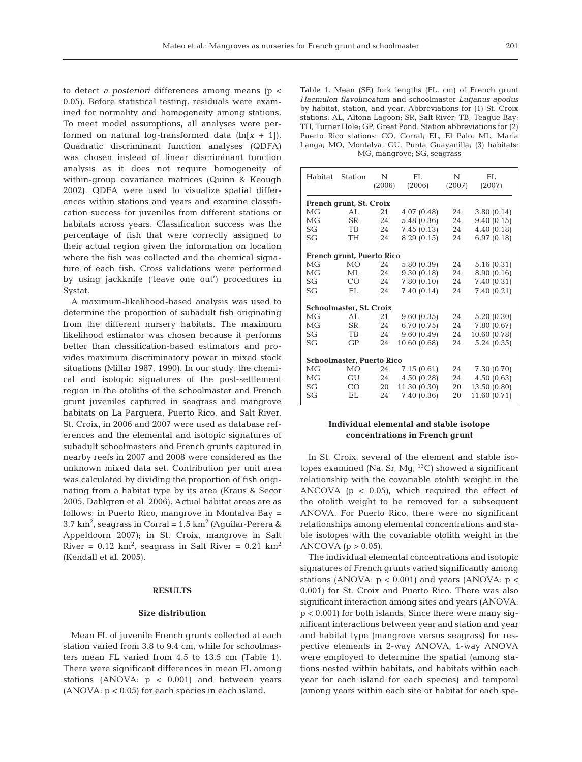to detect *a posteriori* differences among means ($p < 0.05$). Before statistical testing, residuals were examined for normality and homogeneity among stations. To meet model assumptions, all analyses were performed on natural log-transformed data ($\ln[x + 1]$). Quadratic discriminant function analyses (QDFA) was chosen instead of linear discriminant function analysis as it does not require homogeneity of within-group covariance matrices (Quinn & Keough 2002). QDFA were used to visualize spatial differences within stations and years and examine classification success for juveniles from different stations or habitats across years. Classification success was the percentage of fish that were correctly assigned to their actual region given the information on location where the fish was collected and the chemical signature of each fish. Cross validations were performed by using jackknife ('leave one out') procedures in Systat.

A maximum-likelihood-based analysis was used to determine the proportion of subadult fish originating from the different nursery habitats. The maximum likelihood estimator was chosen because it performs better than classification-based estimators and provides maximum discriminatory power in mixed stock situations (Millar 1987, 1990). In our study, the chemical and isotopic signatures of the post-settlement region in the otoliths of the schoolmaster and French grunt juveniles captured in seagrass and mangrove habitats on La Parguera, Puerto Rico, and Salt River, St. Croix, in 2006 and 2007 were used as database references and the elemental and isotopic signatures of subadult schoolmasters and French grunts captured in nearby reefs in 2007 and 2008 were considered as the unknown mixed data set. Contribution per unit area was calculated by dividing the proportion of fish originating from a habitat type by its area (Kraus & Secor 2005, Dahlgren et al. 2006). Actual habitat areas are as follows: in Puerto Rico, mangrove in Montalva Bay = 3.7 $km^2$, seagrass in Corral = 1.5 $km^2$ (Aguilar-Perera & Appeldoorn 2007); in St. Croix, mangrove in Salt River = 0.12 $km^2$, seagrass in Salt River = 0.21 $km^2$ (Kendall et al. 2005).

## RESULTS

### Size distribution

Mean FL of juvenile French grunts collected at each station varied from 3.8 to 9.4 cm, while for schoolmasters mean FL varied from 4.5 to 13.5 cm (Table 1). There were significant differences in mean FL among stations (ANOVA: $p < 0.001$) and between years (ANOVA: $p < 0.05$) for each species in each island.

Table 1. Mean (SE) fork lengths (FL, cm) of French grunt *Haemulon flavolineatum* and schoolmaster *Lutjanus apodus* by habitat, station, and year. Abbreviations for (1) St. Croix stations: AL, Altona Lagoon; SR, Salt River; TB, Teague Bay; TH, Turner Hole; GP, Great Pond. Station abbreviations for (2) Puerto Rico stations: CO, Corral; EL, El Palo; ML, Maria Langa; MO, Montalva; GU, Punta Guayanilla; (3) habitats: MG, mangrove; SG, seagrass

| Habitat | Station | N (2006) | FL (2006) | N (2007) | FL (2007) |
|---|---|---|---|---|---|
| **French grunt, St. Croix** | | | | | |
| MG | AL | 21 | 4.07 (0.48) | 24 | 3.80 (0.14) |
| MG | SR | 24 | 5.48 (0.36) | 24 | 9.40 (0.15) |
| SG | TB | 24 | 7.45 (0.13) | 24 | 4.40 (0.18) |
| SG | TH | 24 | 8.29 (0.15) | 24 | 6.97 (0.18) |
| **French grunt, Puerto Rico** | | | | | |
| MG | MO | 24 | 5.80 (0.39) | 24 | 5.16 (0.31) |
| MG | ML | 24 | 9.30 (0.18) | 24 | 8.90 (0.16) |
| SG | CO | 24 | 7.80 (0.10) | 24 | 7.40 (0.31) |
| SG | EL | 24 | 7.40 (0.14) | 24 | 7.40 (0.21) |
| **Schoolmaster, St. Croix** | | | | | |
| MG | AL | 21 | 9.60 (0.35) | 24 | 5.20 (0.30) |
| MG | SR | 24 | 6.70 (0.75) | 24 | 7.80 (0.67) |
| SG | TB | 24 | 9.60 (0.49) | 24 | 10.60 (0.78) |
| SG | GP | 24 | 10.60 (0.68) | 24 | 5.24 (0.35) |
| **Schoolmaster, Puerto Rico** | | | | | |
| MG | MO | 24 | 7.15 (0.61) | 24 | 7.30 (0.70) |
| MG | GU | 24 | 4.50 (0.28) | 24 | 4.50 (0.63) |
| SG | CO | 20 | 11.30 (0.30) | 20 | 13.50 (0.80) |
| SG | EL | 24 | 7.40 (0.36) | 20 | 11.60 (0.71) |

### Individual elemental and stable isotope concentrations in French grunt

In St. Croix, several of the element and stable isotopes examined (Na, Sr, Mg, $^{13}C$) showed a significant relationship with the covariable otolith weight in the ANCOVA ($p < 0.05$), which required the effect of the otolith weight to be removed for a subsequent ANOVA. For Puerto Rico, there were no significant relationships among elemental concentrations and stable isotopes with the covariable otolith weight in the ANCOVA ($p > 0.05$).

The individual elemental concentrations and isotopic signatures of French grunts varied significantly among stations (ANOVA: $p < 0.001$) and years (ANOVA: $p < 0.001$) for St. Croix and Puerto Rico. There was also significant interaction among sites and years (ANOVA: $p < 0.001$) for both islands. Since there were many significant interactions between year and station and year and habitat type (mangrove versus seagrass) for respective elements in 2-way ANOVA, 1-way ANOVA were employed to determine the spatial (among stations nested within habitats, and habitats within each year for each island for each species) and temporal (among years within each site or habitat for each spe-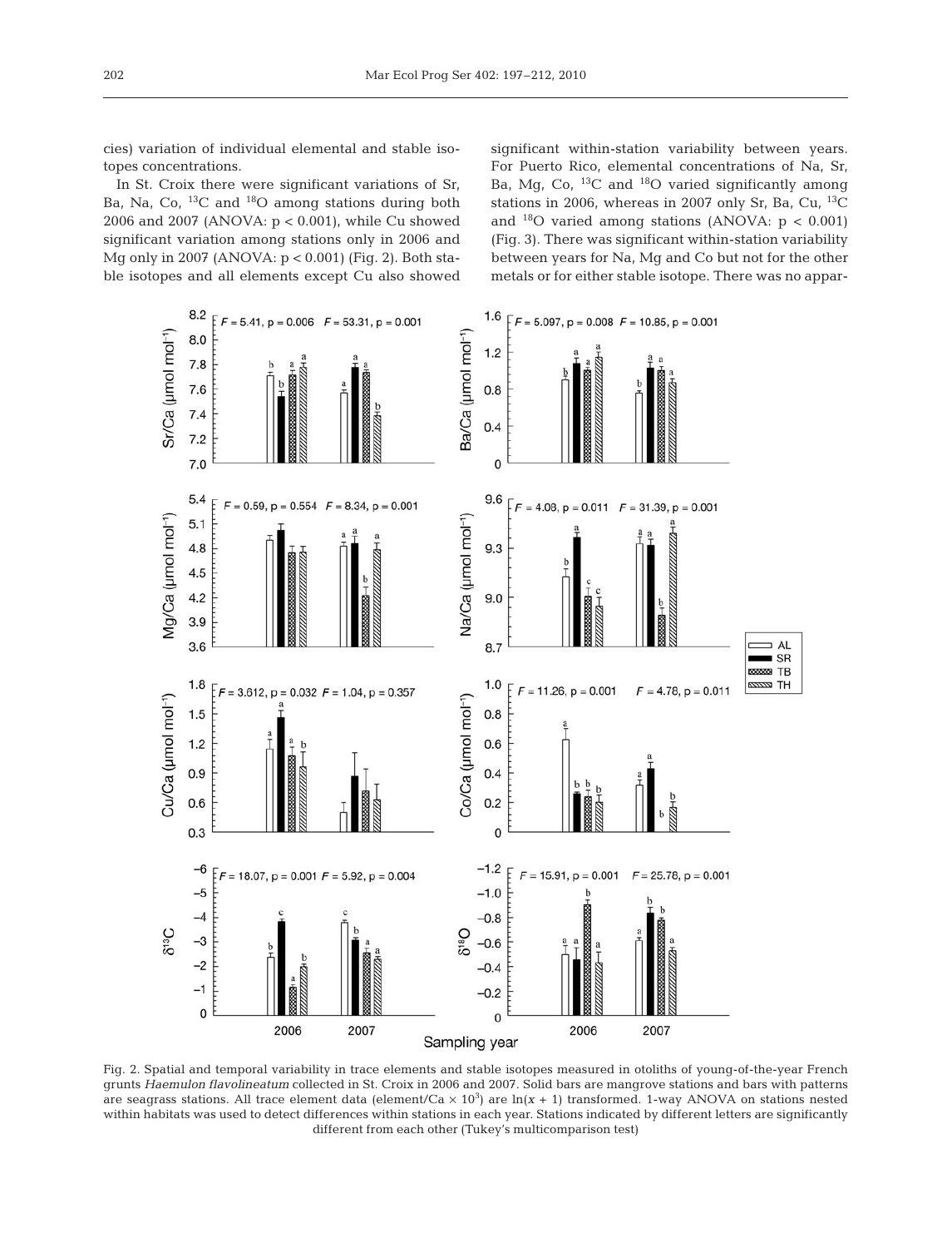cies) variation of individual elemental and stable isotopes concentrations.

In St. Croix there were significant variations of Sr, Ba, Na, Co, $^{13}C$ and $^{18}O$ among stations during both 2006 and 2007 (ANOVA: $p < 0.001$), while Cu showed significant variation among stations only in 2006 and Mg only in 2007 (ANOVA: $p < 0.001$) (Fig. 2). Both stable isotopes and all elements except Cu also showed significant within-station variability between years. For Puerto Rico, elemental concentrations of Na, Sr, Ba, Mg, Co, $^{13}C$ and $^{18}O$ varied significantly among stations in 2006, whereas in 2007 only Sr, Ba, Cu, $^{13}C$ and $^{18}O$ varied among stations (ANOVA: $p < 0.001$) (Fig. 3). There was significant within-station variability between years for Na, Mg and Co but not for the other metals or for either stable isotope. There was no appar-

Fig. 2. Spatial and temporal variability in trace elements and stable isotopes measured in otoliths of young-of-the-year French grunts *Haemulon flavolineatum* collected in St. Croix in 2006 and 2007. Solid bars are mangrove stations and bars with patterns are seagrass stations. All trace element data (element/Ca × $10^3$) are $\ln(x + 1)$ transformed. 1-way ANOVA on stations nested within habitats was used to detect differences within stations in each year. Stations indicated by different letters are significantly different from each other (Tukey's multicomparison test)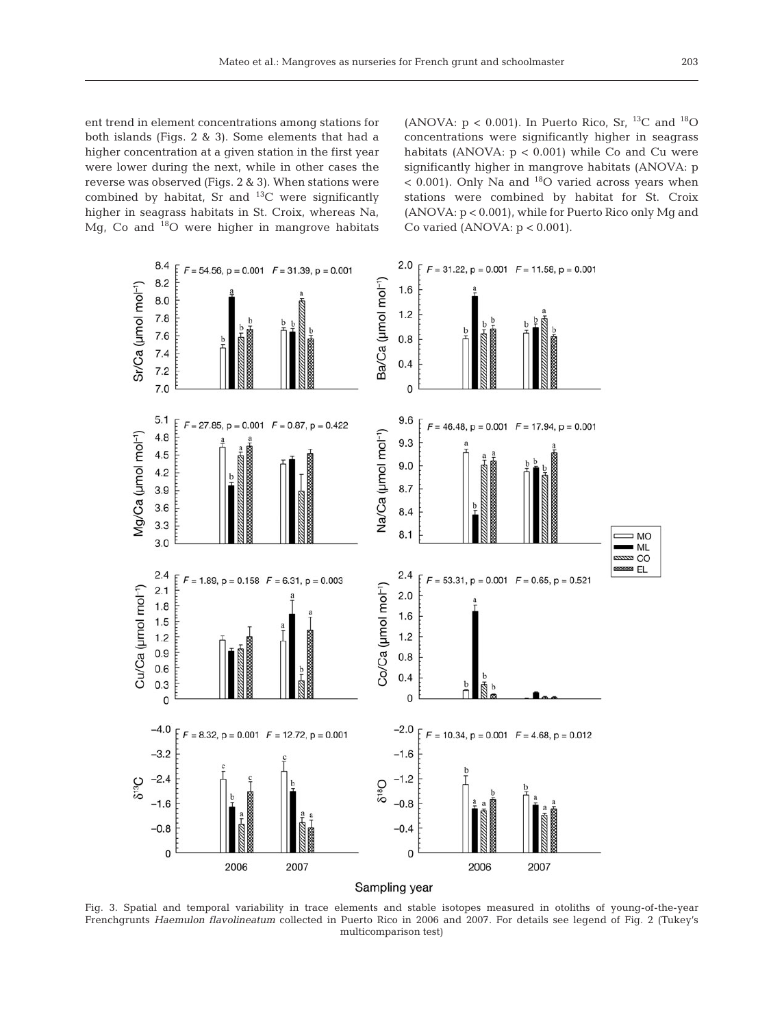ent trend in element concentrations among stations for both islands (Figs. 2 & 3). Some elements that had a higher concentration at a given station in the first year were lower during the next, while in other cases the reverse was observed (Figs. 2 & 3). When stations were combined by habitat, Sr and $^{13}C$ were significantly higher in seagrass habitats in St. Croix, whereas Na, Mg, Co and $^{18}O$ were higher in mangrove habitats (ANOVA: $p < 0.001$). In Puerto Rico, Sr, $^{13}C$ and $^{18}O$ concentrations were significantly higher in seagrass habitats (ANOVA: $p < 0.001$) while Co and Cu were significantly higher in mangrove habitats (ANOVA: $p < 0.001$). Only Na and $^{18}O$ varied across years when stations were combined by habitat for St. Croix (ANOVA: $p < 0.001$), while for Puerto Rico only Mg and Co varied (ANOVA: $p < 0.001$).

Fig. 3. Spatial and temporal variability in trace elements and stable isotopes measured in otoliths of young-of-the-year Frenchgrunts *Haemulon flavolineatum* collected in Puerto Rico in 2006 and 2007. For details see legend of Fig. 2 (Tukey's multicomparison test)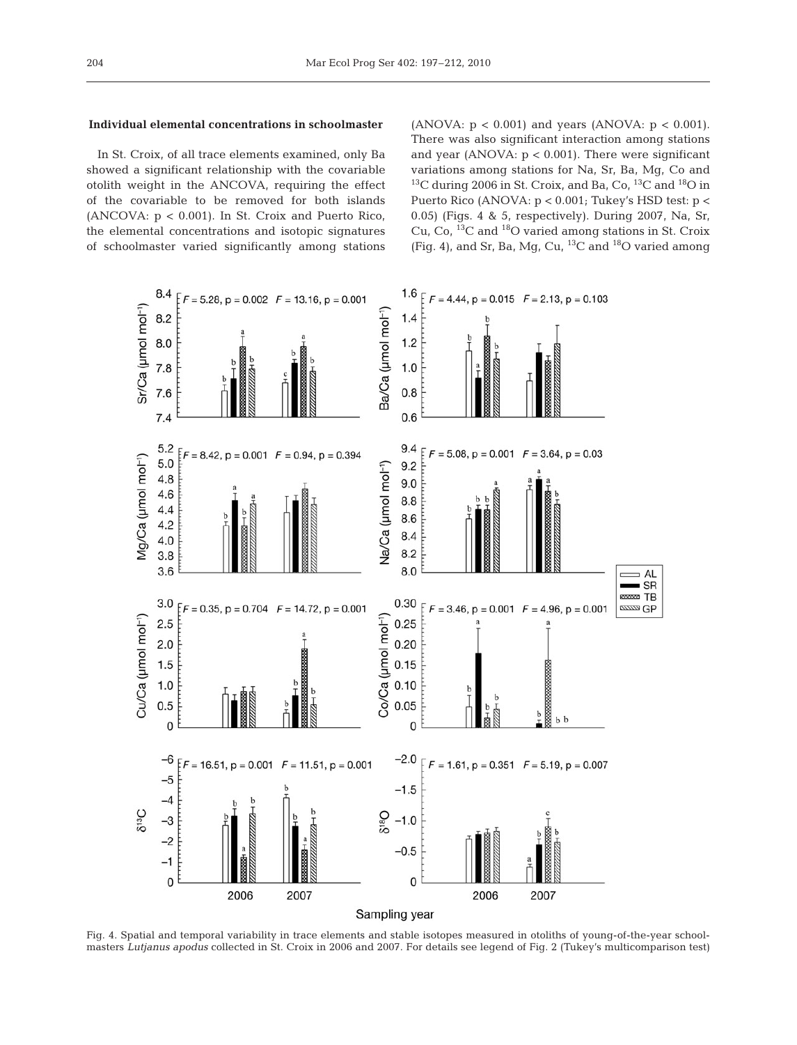### Individual elemental concentrations in schoolmaster

In St. Croix, of all trace elements examined, only Ba showed a significant relationship with the covariable otolith weight in the ANCOVA, requiring the effect of the covariable to be removed for both islands (ANCOVA: $p < 0.001$). In St. Croix and Puerto Rico, the elemental concentrations and isotopic signatures of schoolmaster varied significantly among stations (ANOVA: $p < 0.001$) and years (ANOVA: $p < 0.001$). There was also significant interaction among stations and year (ANOVA: $p < 0.001$). There were significant variations among stations for Na, Sr, Ba, Mg, Co and $^{13}C$ during 2006 in St. Croix, and Ba, Co, $^{13}C$ and $^{18}O$ in Puerto Rico (ANOVA: $p < 0.001$; Tukey's HSD test: $p < 0.05$) (Figs. 4 & 5, respectively). During 2007, Na, Sr, Cu, Co, $^{13}C$ and $^{18}O$ varied among stations in St. Croix (Fig. 4), and Sr, Ba, Mg, Cu, $^{13}C$ and $^{18}O$ varied among

Fig. 4. Spatial and temporal variability in trace elements and stable isotopes measured in otoliths of young-of-the-year schoolmasters *Lutjanus apodus* collected in St. Croix in 2006 and 2007. For details see legend of Fig. 2 (Tukey's multicomparison test)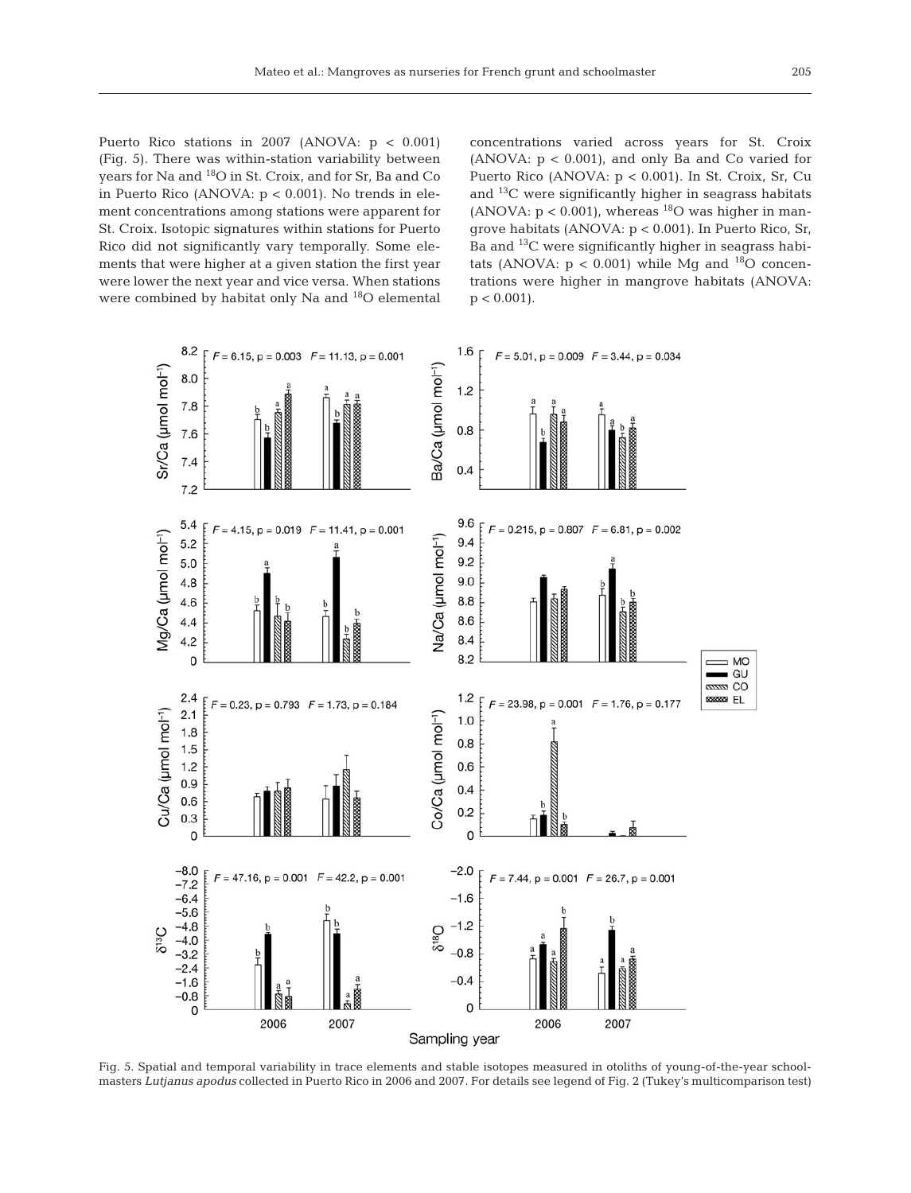Puerto Rico stations in 2007 (ANOVA: $p < 0.001$) (Fig. 5). There was within-station variability between years for Na and $^{18}O$ in St. Croix, and for Sr, Ba and Co in Puerto Rico (ANOVA: $p < 0.001$). No trends in element concentrations among stations were apparent for St. Croix. Isotopic signatures within stations for Puerto Rico did not significantly vary temporally. Some elements that were higher at a given station the first year were lower the next year and vice versa. When stations were combined by habitat only Na and $^{18}O$ elemental concentrations varied across years for St. Croix (ANOVA: $p < 0.001$), and only Ba and Co varied for Puerto Rico (ANOVA: $p < 0.001$). In St. Croix, Sr, Cu and $^{13}C$ were significantly higher in seagrass habitats (ANOVA: $p < 0.001$), whereas $^{18}O$ was higher in mangrove habitats (ANOVA: $p < 0.001$). In Puerto Rico, Sr, Ba and $^{13}C$ were significantly higher in seagrass habitats (ANOVA: $p < 0.001$) while Mg and $^{18}O$ concentrations were higher in mangrove habitats (ANOVA: $p < 0.001$).

Fig. 5. Spatial and temporal variability in trace elements and stable isotopes measured in otoliths of young-of-the-year schoolmasters *Lutjanus apodus* collected in Puerto Rico in 2006 and 2007. For details see legend of Fig. 2 (Tukey's multicomparison test)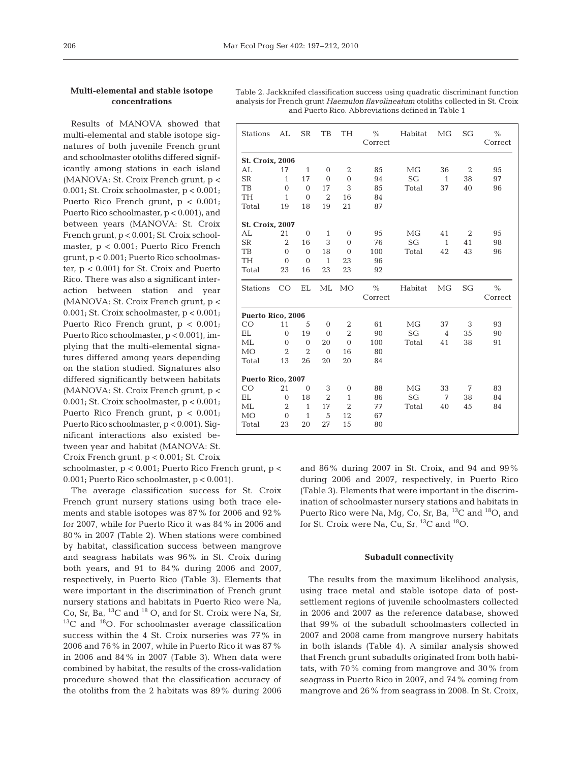### Multi-elemental and stable isotope concentrations

Results of MANOVA showed that multi-elemental and stable isotope signatures of both juvenile French grunt and schoolmaster otoliths differed significantly among stations in each island (MANOVA: St. Croix French grunt, $p < 0.001$; St. Croix schoolmaster, $p < 0.001$; Puerto Rico French grunt, $p < 0.001$; Puerto Rico schoolmaster, $p < 0.001$), and between years (MANOVA: St. Croix French grunt, $p < 0.001$; St. Croix schoolmaster, $p < 0.001$; Puerto Rico French grunt, $p < 0.001$; Puerto Rico schoolmaster, $p < 0.001$) for St. Croix and Puerto Rico. There was also a significant interaction between station and year (MANOVA: St. Croix French grunt, $p < 0.001$; St. Croix schoolmaster, $p < 0.001$; Puerto Rico French grunt, $p < 0.001$; Puerto Rico schoolmaster, $p < 0.001$), implying that the multi-elemental signatures differed among years depending on the station studied. Signatures also differed significantly between habitats (MANOVA: St. Croix French grunt, $p < 0.001$; St. Croix schoolmaster, $p < 0.001$; Puerto Rico French grunt, $p < 0.001$; Puerto Rico schoolmaster, $p < 0.001$). Significant interactions also existed between year and habitat (MANOVA: St. Croix French grunt, $p < 0.001$; St. Croix schoolmaster, $p < 0.001$; Puerto Rico French grunt, $p < 0.001$; Puerto Rico schoolmaster, $p < 0.001$).

The average classification success for St. Croix French grunt nursery stations using both trace elements and stable isotopes was 87% for 2006 and 92% for 2007, while for Puerto Rico it was 84% in 2006 and 80% in 2007 (Table 2). When stations were combined by habitat, classification success between mangrove and seagrass habitats was 96% in St. Croix during both years, and 91 to 84% during 2006 and 2007, respectively, in Puerto Rico (Table 3). Elements that were important in the discrimination of French grunt nursery stations and habitats in Puerto Rico were Na, Co, Sr, Ba, $^{13}$C and $^{18}$O, and for St. Croix were Na, Sr, $^{13}$C and $^{18}$O. For schoolmaster average classification success within the 4 St. Croix nurseries was 77% in 2006 and 76% in 2007, while in Puerto Rico it was 87% in 2006 and 84% in 2007 (Table 3). When data were combined by habitat, the results of the cross-validation procedure showed that the classification accuracy of the otoliths from the 2 habitats was 89% during 2006 and 86% during 2007 in St. Croix, and 94 and 99% during 2006 and 2007, respectively, in Puerto Rico (Table 3). Elements that were important in the discrimination of schoolmaster nursery stations and habitats in Puerto Rico were Na, Mg, Co, Sr, Ba, $^{13}$C and $^{18}$O, and for St. Croix were Na, Cu, Sr, $^{13}$C and $^{18}$O.

Table 2. Jackknifed classification success using quadratic discriminant function analysis for French grunt *Haemulon flavolineatum* otoliths collected in St. Croix and Puerto Rico. Abbreviations defined in Table 1

| Stations | AL | SR | TB | TH | % Correct | Habitat | MG | SG | % Correct |
|---|---|---|---|---|---|---|---|---|---|
| **St. Croix, 2006** | | | | | | | | | |
| AL | 17 | 1 | 0 | 2 | 85 | MG | 36 | 2 | 95 |
| SR | 1 | 17 | 0 | 0 | 94 | SG | 1 | 38 | 97 |
| TB | 0 | 0 | 17 | 3 | 85 | Total | 37 | 40 | 96 |
| TH | 1 | 0 | 2 | 16 | 84 | | | | |
| Total | 19 | 18 | 19 | 21 | 87 | | | | |
| **St. Croix, 2007** | | | | | | | | | |
| AL | 21 | 0 | 1 | 0 | 95 | MG | 41 | 2 | 95 |
| SR | 2 | 16 | 3 | 0 | 76 | SG | 1 | 41 | 98 |
| TB | 0 | 0 | 18 | 0 | 100 | Total | 42 | 43 | 96 |
| TH | 0 | 0 | 1 | 23 | 96 | | | | |
| Total | 23 | 16 | 23 | 23 | 92 | | | | |
| **Stations** | **CO** | **EL** | **ML** | **MO** | **% Correct** | **Habitat** | **MG** | **SG** | **% Correct** |
| **Puerto Rico, 2006** | | | | | | | | | |
| CO | 11 | 5 | 0 | 2 | 61 | MG | 37 | 3 | 93 |
| EL | 0 | 19 | 0 | 2 | 90 | SG | 4 | 35 | 90 |
| ML | 0 | 0 | 20 | 0 | 100 | Total | 41 | 38 | 91 |
| MO | 2 | 2 | 0 | 16 | 80 | | | | |
| Total | 13 | 26 | 20 | 20 | 84 | | | | |
| **Puerto Rico, 2007** | | | | | | | | | |
| CO | 21 | 0 | 3 | 0 | 88 | MG | 33 | 7 | 83 |
| EL | 0 | 18 | 2 | 1 | 86 | SG | 7 | 38 | 84 |
| ML | 2 | 1 | 17 | 2 | 77 | Total | 40 | 45 | 84 |
| MO | 0 | 1 | 5 | 12 | 67 | | | | |
| Total | 23 | 20 | 27 | 15 | 80 | | | | |

### Subadult connectivity

The results from the maximum likelihood analysis, using trace metal and stable isotope data of post-settlement regions of juvenile schoolmasters collected in 2006 and 2007 as the reference database, showed that 99% of the subadult schoolmasters collected in 2007 and 2008 came from mangrove nursery habitats in both islands (Table 4). A similar analysis showed that French grunt subadults originated from both habitats, with 70% coming from mangrove and 30% from seagrass in Puerto Rico in 2007, and 74% coming from mangrove and 26% from seagrass in 2008. In St. Croix,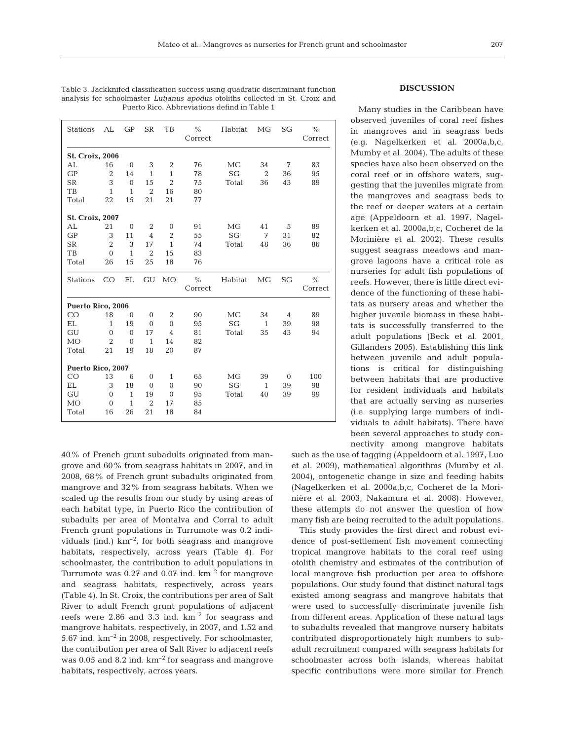Table 3. Jackknifed classification success using quadratic discriminant function analysis for schoolmaster *Lutjanus apodus* otoliths collected in St. Croix and Puerto Rico. Abbreviations defind in Table 1

| Stations | AL | GP | SR | TB | % Correct | Habitat | MG | SG | % Correct |
|---|---|---|---|---|---|---|---|---|---|
| **St. Croix, 2006** | | | | | | | | | |
| AL | 16 | 0 | 3 | 2 | 76 | MG | 34 | 7 | 83 |
| GP | 2 | 14 | 1 | 1 | 78 | SG | 2 | 36 | 95 |
| SR | 3 | 0 | 15 | 2 | 75 | Total | 36 | 43 | 89 |
| TB | 1 | 1 | 2 | 16 | 80 | | | | |
| Total | 22 | 15 | 21 | 21 | 77 | | | | |
| **St. Croix, 2007** | | | | | | | | | |
| AL | 21 | 0 | 2 | 0 | 91 | MG | 41 | 5 | 89 |
| GP | 3 | 11 | 4 | 2 | 55 | SG | 7 | 31 | 82 |
| SR | 2 | 3 | 17 | 1 | 74 | Total | 48 | 36 | 86 |
| TB | 0 | 1 | 2 | 15 | 83 | | | | |
| Total | 26 | 15 | 25 | 18 | 76 | | | | |

| Stations | CO | EL | GU | MO | % Correct | Habitat | MG | SG | % Correct |
|---|---|---|---|---|---|---|---|---|---|
| **Puerto Rico, 2006** | | | | | | | | | |
| CO | 18 | 0 | 0 | 2 | 90 | MG | 34 | 4 | 89 |
| EL | 1 | 19 | 0 | 0 | 95 | SG | 1 | 39 | 98 |
| GU | 0 | 0 | 17 | 4 | 81 | Total | 35 | 43 | 94 |
| MO | 2 | 0 | 1 | 14 | 82 | | | | |
| Total | 21 | 19 | 18 | 20 | 87 | | | | |
| **Puerto Rico, 2007** | | | | | | | | | |
| CO | 13 | 6 | 0 | 1 | 65 | MG | 39 | 0 | 100 |
| EL | 3 | 18 | 0 | 0 | 90 | SG | 1 | 39 | 98 |
| GU | 0 | 1 | 19 | 0 | 95 | Total | 40 | 39 | 99 |
| MO | 0 | 1 | 2 | 17 | 85 | | | | |
| Total | 16 | 26 | 21 | 18 | 84 | | | | |

40% of French grunt subadults originated from mangrove and 60% from seagrass habitats in 2007, and in 2008, 68% of French grunt subadults originated from mangrove and 32% from seagrass habitats. When we scaled up the results from our study by using areas of each habitat type, in Puerto Rico the contribution of subadults per area of Montalva and Corral to adult French grunt populations in Turrumote was 0.2 individuals (ind.) km$^{-2}$, for both seagrass and mangrove habitats, respectively, across years (Table 4). For schoolmaster, the contribution to adult populations in Turrumote was 0.27 and 0.07 ind. km$^{-2}$ for mangrove and seagrass habitats, respectively, across years (Table 4). In St. Croix, the contributions per area of Salt River to adult French grunt populations of adjacent reefs were 2.86 and 3.3 ind. km$^{-2}$ for seagrass and mangrove habitats, respectively, in 2007, and 1.52 and 5.67 ind. km$^{-2}$ in 2008, respectively. For schoolmaster, the contribution per area of Salt River to adjacent reefs was 0.05 and 8.2 ind. km$^{-2}$ for seagrass and mangrove habitats, respectively, across years.

## DISCUSSION

Many studies in the Caribbean have observed juveniles of coral reef fishes in mangroves and in seagrass beds (e.g. Nagelkerken et al. 2000a,b,c, Mumby et al. 2004). The adults of these species have also been observed on the coral reef or in offshore waters, suggesting that the juveniles migrate from the mangroves and seagrass beds to the reef or deeper waters at a certain age (Appeldoorn et al. 1997, Nagelkerken et al. 2000a,b,c, Cocheret de la Morinière et al. 2002). These results suggest seagrass meadows and mangrove lagoons have a critical role as nurseries for adult fish populations of reefs. However, there is little direct evidence of the functioning of these habitats as nursery areas and whether the higher juvenile biomass in these habitats is successfully transferred to the adult populations (Beck et al. 2001, Gillanders 2005). Establishing this link between juvenile and adult populations is critical for distinguishing between habitats that are productive for resident individuals and habitats that are actually serving as nurseries (i.e. supplying large numbers of individuals to adult habitats). There have been several approaches to study connectivity among mangrove habitats such as the use of tagging (Appeldoorn et al. 1997, Luo et al. 2009), mathematical algorithms (Mumby et al. 2004), ontogenetic change in size and feeding habits (Nagelkerken et al. 2000a,b,c, Cocheret de la Morinière et al. 2003, Nakamura et al. 2008). However, these attempts do not answer the question of how many fish are being recruited to the adult populations.

This study provides the first direct and robust evidence of post-settlement fish movement connecting tropical mangrove habitats to the coral reef using otolith chemistry and estimates of the contribution of local mangrove fish production per area to offshore populations. Our study found that distinct natural tags existed among seagrass and mangrove habitats that were used to successfully discriminate juvenile fish from different areas. Application of these natural tags to subadults revealed that mangrove nursery habitats contributed disproportionately high numbers to subadult recruitment compared with seagrass habitats for schoolmaster across both islands, whereas habitat specific contributions were more similar for French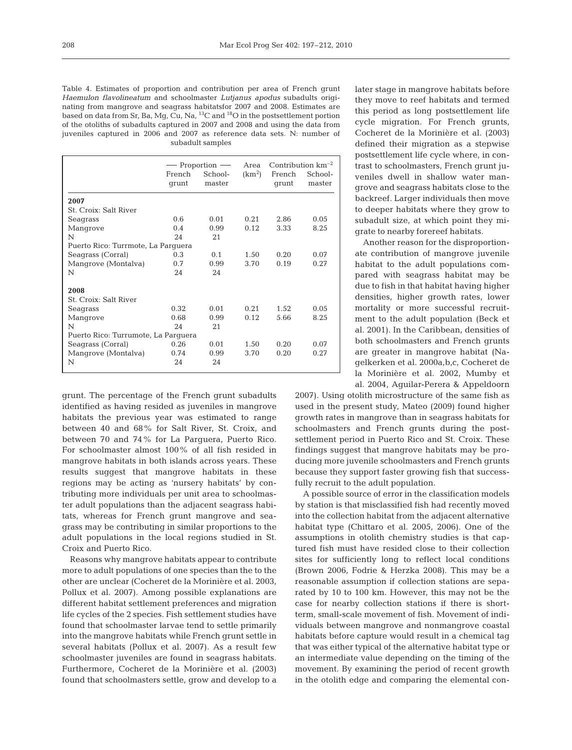Table 4. Estimates of proportion and contribution per area of French grunt *Haemulon flavolineatum* and schoolmaster *Lutjanus apodus* subadults originating from mangrove and seagrass habitatsfor 2007 and 2008. Estimates are based on data from Sr, Ba, Mg, Cu, Na, $^{13}C$ and $^{18}O$ in the postsettlement portion of the otoliths of subadults captured in 2007 and 2008 and using the data from juveniles captured in 2006 and 2007 as reference data sets. N: number of subadult samples

| | Proportion | | Area | Contribution $km^{-2}$ | |
|---|---|---|---|---|---|
| | French grunt | School-master | ($km^2$) | French grunt | School-master |
| **2007** | | | | | |
| St. Croix: Salt River | | | | | |
| Seagrass | 0.6 | 0.01 | 0.21 | 2.86 | 0.05 |
| Mangrove | 0.4 | 0.99 | 0.12 | 3.33 | 8.25 |
| N | 24 | 21 | | | |
| Puerto Rico: Turrmote, La Parguera | | | | | |
| Seagrass (Corral) | 0.3 | 0.1 | 1.50 | 0.20 | 0.07 |
| Mangrove (Montalva) | 0.7 | 0.99 | 3.70 | 0.19 | 0.27 |
| N | 24 | 24 | | | |
| **2008** | | | | | |
| St. Croix: Salt River | | | | | |
| Seagrass | 0.32 | 0.01 | 0.21 | 1.52 | 0.05 |
| Mangrove | 0.68 | 0.99 | 0.12 | 5.66 | 8.25 |
| N | 24 | 21 | | | |
| Puerto Rico: Turrumote, La Parguera | | | | | |
| Seagrass (Corral) | 0.26 | 0.01 | 1.50 | 0.20 | 0.07 |
| Mangrove (Montalva) | 0.74 | 0.99 | 3.70 | 0.20 | 0.27 |
| N | 24 | 24 | | | |

grunt. The percentage of the French grunt subadults identified as having resided as juveniles in mangrove habitats the previous year was estimated to range between 40 and 68% for Salt River, St. Croix, and between 70 and 74% for La Parguera, Puerto Rico. For schoolmaster almost 100% of all fish resided in mangrove habitats in both islands across years. These results suggest that mangrove habitats in these regions may be acting as 'nursery habitats' by contributing more individuals per unit area to schoolmaster adult populations than the adjacent seagrass habitats, whereas for French grunt mangrove and seagrass may be contributing in similar proportions to the adult populations in the local regions studied in St. Croix and Puerto Rico.

Reasons why mangrove habitats appear to contribute more to adult populations of one species than the to the other are unclear (Cocheret de la Morinière et al. 2003, Pollux et al. 2007). Among possible explanations are different habitat settlement preferences and migration life cycles of the 2 species. Fish settlement studies have found that schoolmaster larvae tend to settle primarily into the mangrove habitats while French grunt settle in several habitats (Pollux et al. 2007). As a result few schoolmaster juveniles are found in seagrass habitats. Furthermore, Cocheret de la Morinière et al. (2003) found that schoolmasters settle, grow and develop to a later stage in mangrove habitats before they move to reef habitats and termed this period as long postsettlement life cycle migration. For French grunts, Cocheret de la Morinière et al. (2003) defined their migration as a stepwise postsettlement life cycle where, in contrast to schoolmasters, French grunt juveniles dwell in shallow water mangrove and seagrass habitats close to the backreef. Larger individuals then move to deeper habitats where they grow to subadult size, at which point they migrate to nearby forereef habitats.

Another reason for the disproportionate contribution of mangrove juvenile habitat to the adult populations compared with seagrass habitat may be due to fish in that habitat having higher densities, higher growth rates, lower mortality or more successful recruitment to the adult population (Beck et al. 2001). In the Caribbean, densities of both schoolmasters and French grunts are greater in mangrove habitat (Nagelkerken et al. 2000a,b,c, Cocheret de la Morinière et al. 2002, Mumby et al. 2004, Aguilar-Perera & Appeldoorn 2007). Using otolith microstructure of the same fish as used in the present study, Mateo (2009) found higher growth rates in mangrove than in seagrass habitats for schoolmasters and French grunts during the postsettlement period in Puerto Rico and St. Croix. These findings suggest that mangrove habitats may be producing more juvenile schoolmasters and French grunts because they support faster growing fish that successfully recruit to the adult population.

A possible source of error in the classification models by station is that misclassified fish had recently moved into the collection habitat from the adjacent alternative habitat type (Chittaro et al. 2005, 2006). One of the assumptions in otolith chemistry studies is that captured fish must have resided close to their collection sites for sufficiently long to reflect local conditions (Brown 2006, Fodrie & Herzka 2008). This may be a reasonable assumption if collection stations are separated by 10 to 100 km. However, this may not be the case for nearby collection stations if there is short-term, small-scale movement of fish. Movement of individuals between mangrove and nonmangrove coastal habitats before capture would result in a chemical tag that was either typical of the alternative habitat type or an intermediate value depending on the timing of the movement. By examining the period of recent growth in the otolith edge and comparing the elemental con-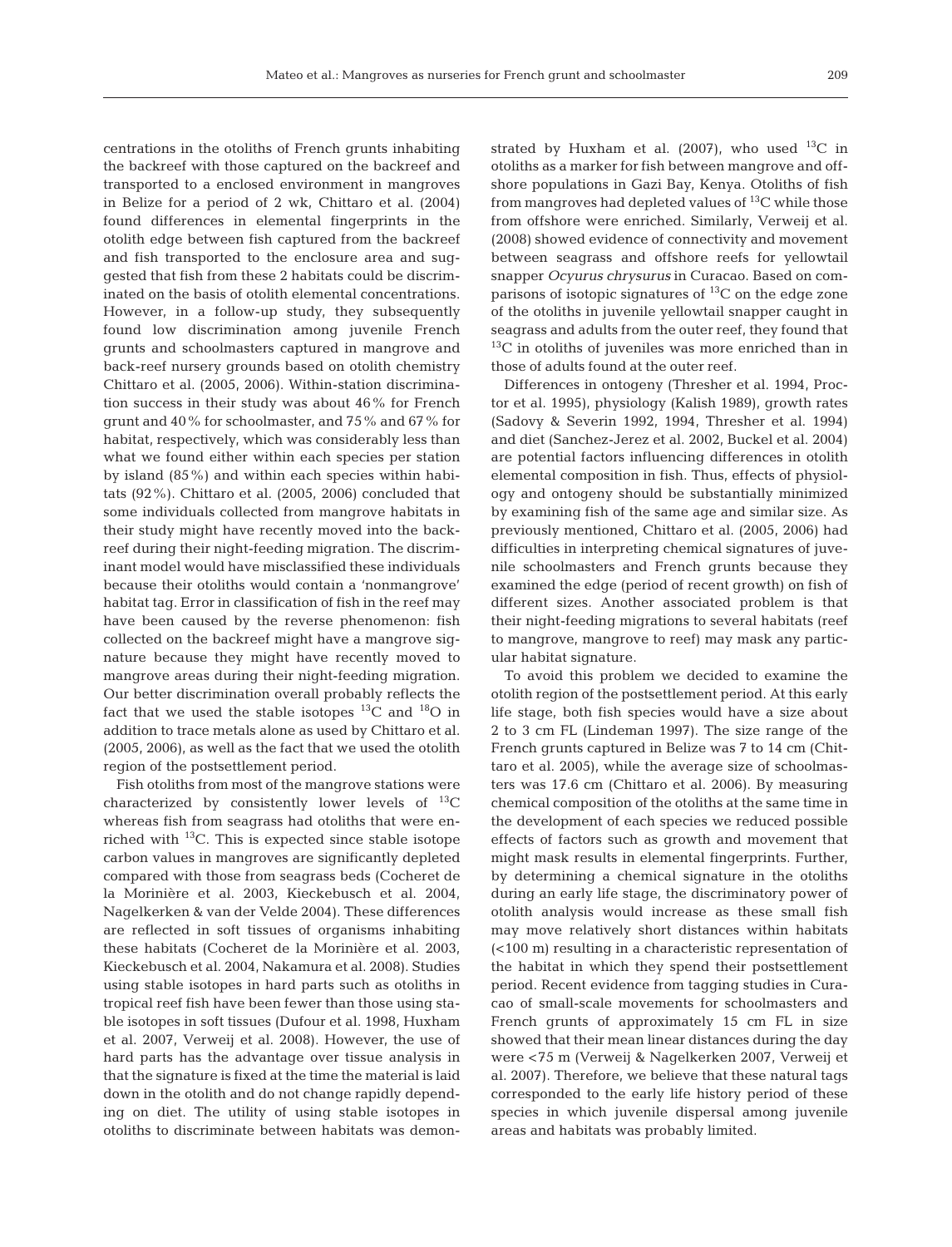centrations in the otoliths of French grunts inhabiting the backreef with those captured on the backreef and transported to a enclosed environment in mangroves in Belize for a period of 2 wk, Chittaro et al. (2004) found differences in elemental fingerprints in the otolith edge between fish captured from the backreef and fish transported to the enclosure area and suggested that fish from these 2 habitats could be discriminated on the basis of otolith elemental concentrations. However, in a follow-up study, they subsequently found low discrimination among juvenile French grunts and schoolmasters captured in mangrove and back-reef nursery grounds based on otolith chemistry Chittaro et al. (2005, 2006). Within-station discrimination success in their study was about 46% for French grunt and 40% for schoolmaster, and 75% and 67% for habitat, respectively, which was considerably less than what we found either within each species per station by island (85%) and within each species within habitats (92%). Chittaro et al. (2005, 2006) concluded that some individuals collected from mangrove habitats in their study might have recently moved into the backreef during their night-feeding migration. The discriminant model would have misclassified these individuals because their otoliths would contain a 'nonmangrove' habitat tag. Error in classification of fish in the reef may have been caused by the reverse phenomenon: fish collected on the backreef might have a mangrove signature because they might have recently moved to mangrove areas during their night-feeding migration. Our better discrimination overall probably reflects the fact that we used the stable isotopes $^{13}C$ and $^{18}O$ in addition to trace metals alone as used by Chittaro et al. (2005, 2006), as well as the fact that we used the otolith region of the postsettlement period.

Fish otoliths from most of the mangrove stations were characterized by consistently lower levels of $^{13}C$ whereas fish from seagrass had otoliths that were enriched with $^{13}C$. This is expected since stable isotope carbon values in mangroves are significantly depleted compared with those from seagrass beds (Cocheret de la Morinière et al. 2003, Kieckebusch et al. 2004, Nagelkerken & van der Velde 2004). These differences are reflected in soft tissues of organisms inhabiting these habitats (Cocheret de la Morinière et al. 2003, Kieckebusch et al. 2004, Nakamura et al. 2008). Studies using stable isotopes in hard parts such as otoliths in tropical reef fish have been fewer than those using stable isotopes in soft tissues (Dufour et al. 1998, Huxham et al. 2007, Verweij et al. 2008). However, the use of hard parts has the advantage over tissue analysis in that the signature is fixed at the time the material is laid down in the otolith and do not change rapidly depending on diet. The utility of using stable isotopes in otoliths to discriminate between habitats was demonstrated by Huxham et al. (2007), who used $^{13}C$ in otoliths as a marker for fish between mangrove and offshore populations in Gazi Bay, Kenya. Otoliths of fish from mangroves had depleted values of $^{13}C$ while those from offshore were enriched. Similarly, Verweij et al. (2008) showed evidence of connectivity and movement between seagrass and offshore reefs for yellowtail snapper *Ocyurus chrysurus* in Curacao. Based on comparisons of isotopic signatures of $^{13}C$ on the edge zone of the otoliths in juvenile yellowtail snapper caught in seagrass and adults from the outer reef, they found that $^{13}C$ in otoliths of juveniles was more enriched than in those of adults found at the outer reef.

Differences in ontogeny (Thresher et al. 1994, Proctor et al. 1995), physiology (Kalish 1989), growth rates (Sadovy & Severin 1992, 1994, Thresher et al. 1994) and diet (Sanchez-Jerez et al. 2002, Buckel et al. 2004) are potential factors influencing differences in otolith elemental composition in fish. Thus, effects of physiology and ontogeny should be substantially minimized by examining fish of the same age and similar size. As previously mentioned, Chittaro et al. (2005, 2006) had difficulties in interpreting chemical signatures of juvenile schoolmasters and French grunts because they examined the edge (period of recent growth) on fish of different sizes. Another associated problem is that their night-feeding migrations to several habitats (reef to mangrove, mangrove to reef) may mask any particular habitat signature.

To avoid this problem we decided to examine the otolith region of the postsettlement period. At this early life stage, both fish species would have a size about 2 to 3 cm FL (Lindeman 1997). The size range of the French grunts captured in Belize was 7 to 14 cm (Chittaro et al. 2005), while the average size of schoolmasters was 17.6 cm (Chittaro et al. 2006). By measuring chemical composition of the otoliths at the same time in the development of each species we reduced possible effects of factors such as growth and movement that might mask results in elemental fingerprints. Further, by determining a chemical signature in the otoliths during an early life stage, the discriminatory power of otolith analysis would increase as these small fish may move relatively short distances within habitats (<100 m) resulting in a characteristic representation of the habitat in which they spend their postsettlement period. Recent evidence from tagging studies in Curacao of small-scale movements for schoolmasters and French grunts of approximately 15 cm FL in size showed that their mean linear distances during the day were <75 m (Verweij & Nagelkerken 2007, Verweij et al. 2007). Therefore, we believe that these natural tags corresponded to the early life history period of these species in which juvenile dispersal among juvenile areas and habitats was probably limited.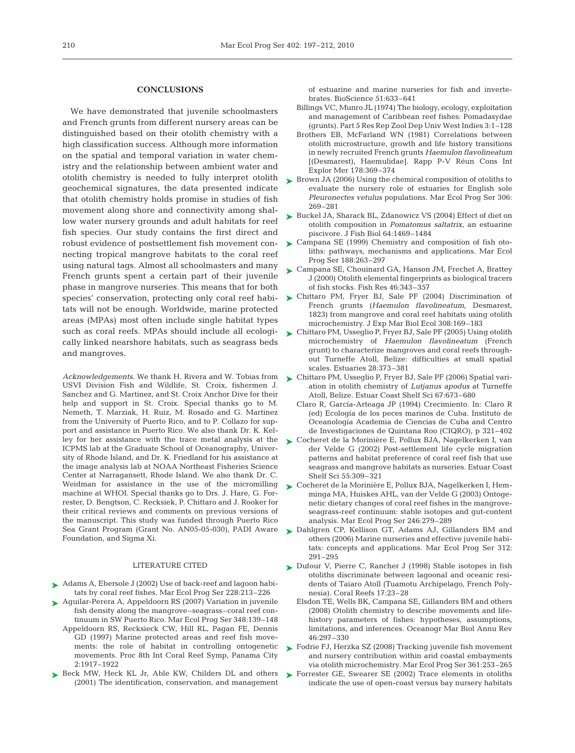## CONCLUSIONS

We have demonstrated that juvenile schoolmasters and French grunts from different nursery areas can be distinguished based on their otolith chemistry with a high classification success. Although more information on the spatial and temporal variation in water chemistry and the relationship between ambient water and otolith chemistry is needed to fully interpret otolith geochemical signatures, the data presented indicate that otolith chemistry holds promise in studies of fish movement along shore and connectivity among shallow water nursery grounds and adult habitats for reef fish species. Our study contains the first direct and robust evidence of postsettlement fish movement connecting tropical mangrove habitats to the coral reef using natural tags. Almost all schoolmasters and many French grunts spent a certain part of their juvenile phase in mangrove nurseries. This means that for both species' conservation, protecting only coral reef habitats will not be enough. Worldwide, marine protected areas (MPAs) most often include single habitat types such as coral reefs. MPAs should include all ecologically linked nearshore habitats, such as seagrass beds and mangroves.

*Acknowledgements*. We thank H. Rivera and W. Tobias from USVI Division Fish and Wildlife, St. Croix, fishermen J. Sanchez and G. Martinez, and St. Croix Anchor Dive for their help and support in St. Croix. Special thanks go to M. Nemeth, T. Marziak, H. Ruiz, M. Rosado and G. Martinez from the University of Puerto Rico, and to P. Collazo for support and assistance in Puerto Rico. We also thank Dr. K. Kelley for her assistance with the trace metal analysis at the ICPMS lab at the Graduate School of Oceanography, University of Rhode Island, and Dr. K. Friedland for his assistance at the image analysis lab at NOAA Northeast Fisheries Science Center at Narragansett, Rhode Island. We also thank Dr. C. Weidman for assistance in the use of the micromilling machine at WHOI. Special thanks go to Drs. J. Hare, G. Forrester, D. Bengtson, C. Recksiek, P. Chittaro and J. Rooker for their critical reviews and comments on previous versions of the manuscript. This study was funded through Puerto Rico Sea Grant Program (Grant No. AN05-05-030), PADI Aware Foundation, and Sigma Xi.

## LITERATURE CITED

- Adams A, Ebersole J (2002) Use of back-reef and lagoon habitats by coral reef fishes. Mar Ecol Prog Ser 228:213–226
- Aguilar-Perera A, Appeldoorn RS (2007) Variation in juvenile fish density along the mangrove–seagrass–coral reef continuum in SW Puerto Rico. Mar Ecol Prog Ser 348:139–148
- Appeldoorn RS, Recksieck CW, Hill RL, Pagan FE, Dennis GD (1997) Marine protected areas and reef fish movements: the role of habitat in controlling ontogenetic movements. Proc 8th Int Coral Reef Symp, Panama City 2:1917–1922
- Beck MW, Heck KL Jr, Able KW, Childers DL and others (2001) The identification, conservation, and management of estuarine and marine nurseries for fish and invertebrates. BioScience 51:633–641
- Billings VC, Munro JL (1974) The biology, ecology, exploitation and management of Caribbean reef fishes: Pomadasydae (grunts). Part 5 Res Rep Zool Dep Univ West Indies 3:1–128
- Brothers EB, McFarland WN (1981) Correlations between otolith microstructure, growth and life history transitions in newly recruited French grunts *Haemulon flavolineatum* [(Desmarest), Haemulidae]. Rapp P-V Réun Cons Int Explor Mer 178:369–374
- Brown JA (2006) Using the chemical composition of otoliths to evaluate the nursery role of estuaries for English sole *Pleuronectes vetulus* populations. Mar Ecol Prog Ser 306: 269–281
- Buckel JA, Sharack BL, Zdanowicz VS (2004) Effect of diet on otolith composition in *Pomatomus saltatrix*, an estuarine piscivore. J Fish Biol 64:1469–1484
- Campana SE (1999) Chemistry and composition of fish otoliths: pathways, mechanisms and applications. Mar Ecol Prog Ser 188:263–297
- Campana SE, Chouinard GA, Hanson JM, Frechet A, Brattey J (2000) Otolith elemental fingerprints as biological tracers of fish stocks. Fish Res 46:343–357
- Chittaro PM, Fryer BJ, Sale PF (2004) Discrimination of French grunts (*Haemulon flavolineatum*, Desmarest, 1823) from mangrove and coral reef habitats using otolith microchemistry. J Exp Mar Biol Ecol 308:169–183
- Chittaro PM, Usseglio P, Fryer BJ, Sale PF (2005) Using otolith microchemistry of *Haemulon flavolineatum* (French grunt) to characterize mangroves and coral reefs throughout Turneffe Atoll, Belize: difficulties at small spatial scales. Estuaries 28:373–381
- Chittaro PM, Usseglio P, Fryer BJ, Sale PF (2006) Spatial variation in otolith chemistry of *Lutjanus apodus* at Turneffe Atoll, Belize. Estuar Coast Shelf Sci 67:673–680
- Claro R, García-Arteaga JP (1994) Crecimiento. In: Claro R (ed) Ecología de los peces marinos de Cuba. Instituto de Oceanología Academia de Ciencias de Cuba and Centro de Investigaciones de Quintana Roo (CIQRO), p 321–402
- Cocheret de la Morinière E, Pollux BJA, Nagelkerken I, van der Velde G (2002) Post-settlement life cycle migration patterns and habitat preference of coral reef fish that use seagrass and mangrove habitats as nurseries. Estuar Coast Shelf Sci 55:309–321
- Cocheret de la Morinière E, Pollux BJA, Nagelkerken I, Hemminga MA, Huiskes AHL, van der Velde G (2003) Ontogenetic dietary changes of coral reef fishes in the mangrove-seagrass-reef continuum: stable isotopes and gut-content analysis. Mar Ecol Prog Ser 246:279–289
- Dahlgren CP, Kellison GT, Adams AJ, Gillanders BM and others (2006) Marine nurseries and effective juvenile habitats: concepts and applications. Mar Ecol Prog Ser 312: 291–295
- Dufour V, Pierre C, Rancher J (1998) Stable isotopes in fish otoliths discriminate between lagoonal and oceanic residents of Taiaro Atoll (Tuamotu Archipelago, French Polynesia). Coral Reefs 17:23–28
- Elsdon TE, Wells BK, Campana SE, Gillanders BM and others (2008) Otolith chemistry to describe movements and life-history parameters of fishes: hypotheses, assumptions, limitations, and inferences. Oceanogr Mar Biol Annu Rev 46:297–330
- Fodrie FJ, Herzka SZ (2008) Tracking juvenile fish movement and nursery contribution within arid coastal embayments via otolith microchemistry. Mar Ecol Prog Ser 361:253–265
- Forrester GE, Swearer SE (2002) Trace elements in otoliths indicate the use of open-coast versus bay nursery habitats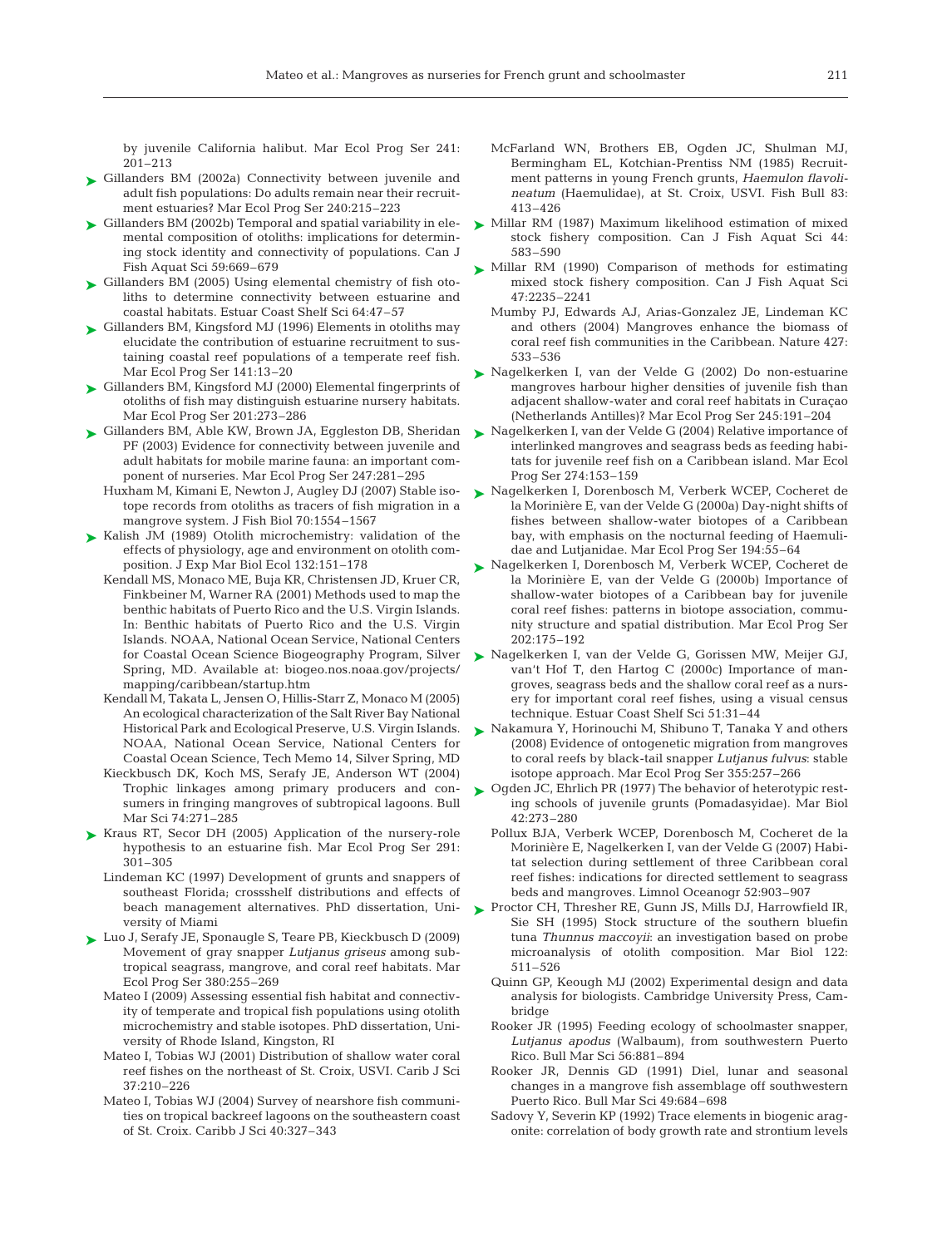by juvenile California halibut. Mar Ecol Prog Ser 241: 201–213

Gillanders BM (2002a) Connectivity between juvenile and adult fish populations: Do adults remain near their recruitment estuaries? Mar Ecol Prog Ser 240:215–223

Gillanders BM (2002b) Temporal and spatial variability in elemental composition of otoliths: implications for determining stock identity and connectivity of populations. Can J Fish Aquat Sci 59:669–679

Gillanders BM (2005) Using elemental chemistry of fish otoliths to determine connectivity between estuarine and coastal habitats. Estuar Coast Shelf Sci 64:47–57

Gillanders BM, Kingsford MJ (1996) Elements in otoliths may elucidate the contribution of estuarine recruitment to sustaining coastal reef populations of a temperate reef fish. Mar Ecol Prog Ser 141:13–20

Gillanders BM, Kingsford MJ (2000) Elemental fingerprints of otoliths of fish may distinguish estuarine nursery habitats. Mar Ecol Prog Ser 201:273–286

Gillanders BM, Able KW, Brown JA, Eggleston DB, Sheridan PF (2003) Evidence for connectivity between juvenile and adult habitats for mobile marine fauna: an important component of nurseries. Mar Ecol Prog Ser 247:281–295

Huxham M, Kimani E, Newton J, Augley DJ (2007) Stable isotope records from otoliths as tracers of fish migration in a mangrove system. J Fish Biol 70:1554–1567

Kalish JM (1989) Otolith microchemistry: validation of the effects of physiology, age and environment on otolith composition. J Exp Mar Biol Ecol 132:151–178

Kendall MS, Monaco ME, Buja KR, Christensen JD, Kruer CR, Finkbeiner M, Warner RA (2001) Methods used to map the benthic habitats of Puerto Rico and the U.S. Virgin Islands. In: Benthic habitats of Puerto Rico and the U.S. Virgin Islands. NOAA, National Ocean Service, National Centers for Coastal Ocean Science Biogeography Program, Silver Spring, MD. Available at: biogeo.nos.noaa.gov/projects/mapping/caribbean/startup.htm

Kendall M, Takata L, Jensen O, Hillis-Starr Z, Monaco M (2005) An ecological characterization of the Salt River Bay National Historical Park and Ecological Preserve, U.S. Virgin Islands. NOAA, National Ocean Service, National Centers for Coastal Ocean Science, Tech Memo 14, Silver Spring, MD

Kieckbusch DK, Koch MS, Serafy JE, Anderson WT (2004) Trophic linkages among primary producers and consumers in fringing mangroves of subtropical lagoons. Bull Mar Sci 74:271–285

Kraus RT, Secor DH (2005) Application of the nursery-role hypothesis to an estuarine fish. Mar Ecol Prog Ser 291: 301–305

Lindeman KC (1997) Development of grunts and snappers of southeast Florida; crossshelf distributions and effects of beach management alternatives. PhD dissertation, University of Miami

Luo J, Serafy JE, Sponaugle S, Teare PB, Kieckbusch D (2009) Movement of gray snapper *Lutjanus griseus* among subtropical seagrass, mangrove, and coral reef habitats. Mar Ecol Prog Ser 380:255–269

Mateo I (2009) Assessing essential fish habitat and connectivity of temperate and tropical fish populations using otolith microchemistry and stable isotopes. PhD dissertation, University of Rhode Island, Kingston, RI

Mateo I, Tobias WJ (2001) Distribution of shallow water coral reef fishes on the northeast of St. Croix, USVI. Carib J Sci 37:210–226

Mateo I, Tobias WJ (2004) Survey of nearshore fish communities on tropical backreef lagoons on the southeastern coast of St. Croix. Caribb J Sci 40:327–343

McFarland WN, Brothers EB, Ogden JC, Shulman MJ, Bermingham EL, Kotchian-Prentiss NM (1985) Recruitment patterns in young French grunts, *Haemulon flavolineatum* (Haemulidae), at St. Croix, USVI. Fish Bull 83: 413–426

Millar RM (1987) Maximum likelihood estimation of mixed stock fishery composition. Can J Fish Aquat Sci 44: 583–590

Millar RM (1990) Comparison of methods for estimating mixed stock fishery composition. Can J Fish Aquat Sci 47:2235–2241

Mumby PJ, Edwards AJ, Arias-Gonzalez JE, Lindeman KC and others (2004) Mangroves enhance the biomass of coral reef fish communities in the Caribbean. Nature 427: 533–536

Nagelkerken I, van der Velde G (2002) Do non-estuarine mangroves harbour higher densities of juvenile fish than adjacent shallow-water and coral reef habitats in Curaçao (Netherlands Antilles)? Mar Ecol Prog Ser 245:191–204

Nagelkerken I, van der Velde G (2004) Relative importance of interlinked mangroves and seagrass beds as feeding habitats for juvenile reef fish on a Caribbean island. Mar Ecol Prog Ser 274:153–159

Nagelkerken I, Dorenbosch M, Verberk WCEP, Cocheret de la Morinière E, van der Velde G (2000a) Day-night shifts of fishes between shallow-water biotopes of a Caribbean bay, with emphasis on the nocturnal feeding of Haemulidae and Lutjanidae. Mar Ecol Prog Ser 194:55–64

Nagelkerken I, Dorenbosch M, Verberk WCEP, Cocheret de la Morinière E, van der Velde G (2000b) Importance of shallow-water biotopes of a Caribbean bay for juvenile coral reef fishes: patterns in biotope association, community structure and spatial distribution. Mar Ecol Prog Ser 202:175–192

Nagelkerken I, van der Velde G, Gorissen MW, Meijer GJ, van't Hof T, den Hartog C (2000c) Importance of mangroves, seagrass beds and the shallow coral reef as a nursery for important coral reef fishes, using a visual census technique. Estuar Coast Shelf Sci 51:31–44

Nakamura Y, Horinouchi M, Shibuno T, Tanaka Y and others (2008) Evidence of ontogenetic migration from mangroves to coral reefs by black-tail snapper *Lutjanus fulvus*: stable isotope approach. Mar Ecol Prog Ser 355:257–266

Ogden JC, Ehrlich PR (1977) The behavior of heterotypic resting schools of juvenile grunts (Pomadasyidae). Mar Biol 42:273–280

Pollux BJA, Verberk WCEP, Dorenbosch M, Cocheret de la Morinière E, Nagelkerken I, van der Velde G (2007) Habitat selection during settlement of three Caribbean coral reef fishes: indications for directed settlement to seagrass beds and mangroves. Limnol Oceanogr 52:903–907

Proctor CH, Thresher RE, Gunn JS, Mills DJ, Harrowfield IR, Sie SH (1995) Stock structure of the southern bluefin tuna *Thunnus maccoyii*: an investigation based on probe microanalysis of otolith composition. Mar Biol 122: 511–526

Quinn GP, Keough MJ (2002) Experimental design and data analysis for biologists. Cambridge University Press, Cambridge

Rooker JR (1995) Feeding ecology of schoolmaster snapper, *Lutjanus apodus* (Walbaum), from southwestern Puerto Rico. Bull Mar Sci 56:881–894

Rooker JR, Dennis GD (1991) Diel, lunar and seasonal changes in a mangrove fish assemblage off southwestern Puerto Rico. Bull Mar Sci 49:684–698

Sadovy Y, Severin KP (1992) Trace elements in biogenic aragonite: correlation of body growth rate and strontium levels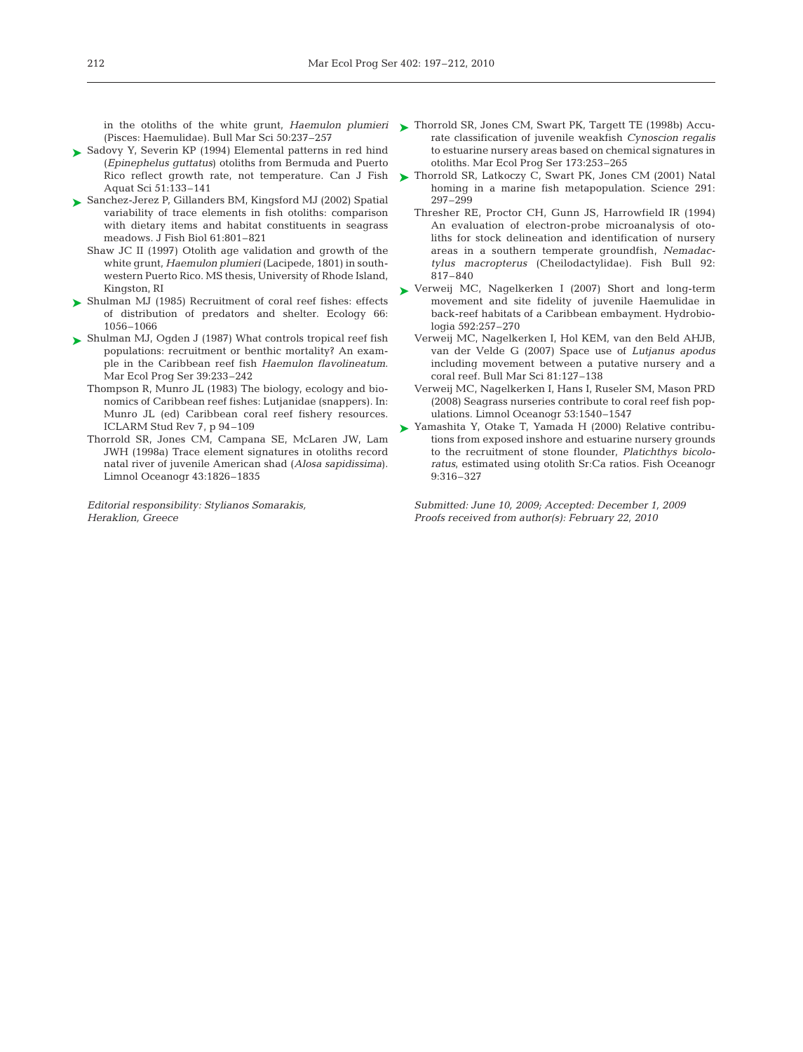in the otoliths of the white grunt, *Haemulon plumieri* (Pisces: Haemulidae). Bull Mar Sci 50:237–257

Sadovy Y, Severin KP (1994) Elemental patterns in red hind (*Epinephelus guttatus*) otoliths from Bermuda and Puerto Rico reflect growth rate, not temperature. Can J Fish Aquat Sci 51:133–141

Sanchez-Jerez P, Gillanders BM, Kingsford MJ (2002) Spatial variability of trace elements in fish otoliths: comparison with dietary items and habitat constituents in seagrass meadows. J Fish Biol 61:801–821

Shaw JC II (1997) Otolith age validation and growth of the white grunt, *Haemulon plumieri* (Lacipede, 1801) in southwestern Puerto Rico. MS thesis, University of Rhode Island, Kingston, RI

Shulman MJ (1985) Recruitment of coral reef fishes: effects of distribution of predators and shelter. Ecology 66: 1056–1066

Shulman MJ, Ogden J (1987) What controls tropical reef fish populations: recruitment or benthic mortality? An example in the Caribbean reef fish *Haemulon flavolineatum*. Mar Ecol Prog Ser 39:233–242

Thompson R, Munro JL (1983) The biology, ecology and bionomics of Caribbean reef fishes: Lutjanidae (snappers). In: Munro JL (ed) Caribbean coral reef fishery resources. ICLARM Stud Rev 7, p 94–109

Thorrold SR, Jones CM, Campana SE, McLaren JW, Lam JWH (1998a) Trace element signatures in otoliths record natal river of juvenile American shad (*Alosa sapidissima*). Limnol Oceanogr 43:1826–1835

Thorrold SR, Jones CM, Swart PK, Targett TE (1998b) Accurate classification of juvenile weakfish *Cynoscion regalis* to estuarine nursery areas based on chemical signatures in otoliths. Mar Ecol Prog Ser 173:253–265

Thorrold SR, Latkoczy C, Swart PK, Jones CM (2001) Natal homing in a marine fish metapopulation. Science 291: 297–299

Thresher RE, Proctor CH, Gunn JS, Harrowfield IR (1994) An evaluation of electron-probe microanalysis of otoliths for stock delineation and identification of nursery areas in a southern temperate groundfish, *Nemadactylus macropterus* (Cheilodactylidae). Fish Bull 92: 817–840

Verweij MC, Nagelkerken I (2007) Short and long-term movement and site fidelity of juvenile Haemulidae in back-reef habitats of a Caribbean embayment. Hydrobiologia 592:257–270

Verweij MC, Nagelkerken I, Hol KEM, van den Beld AHJB, van der Velde G (2007) Space use of *Lutjanus apodus* including movement between a putative nursery and a coral reef. Bull Mar Sci 81:127–138

Verweij MC, Nagelkerken I, Hans I, Ruseler SM, Mason PRD (2008) Seagrass nurseries contribute to coral reef fish populations. Limnol Oceanogr 53:1540–1547

Yamashita Y, Otake T, Yamada H (2000) Relative contributions from exposed inshore and estuarine nursery grounds to the recruitment of stone flounder, *Platichthys bicoloratus*, estimated using otolith Sr:Ca ratios. Fish Oceanogr 9:316–327

*Editorial responsibility: Stylianos Somarakis, Heraklion, Greece*

*Submitted: June 10, 2009; Accepted: December 1, 2009*
*Proofs received from author(s): February 22, 2010*